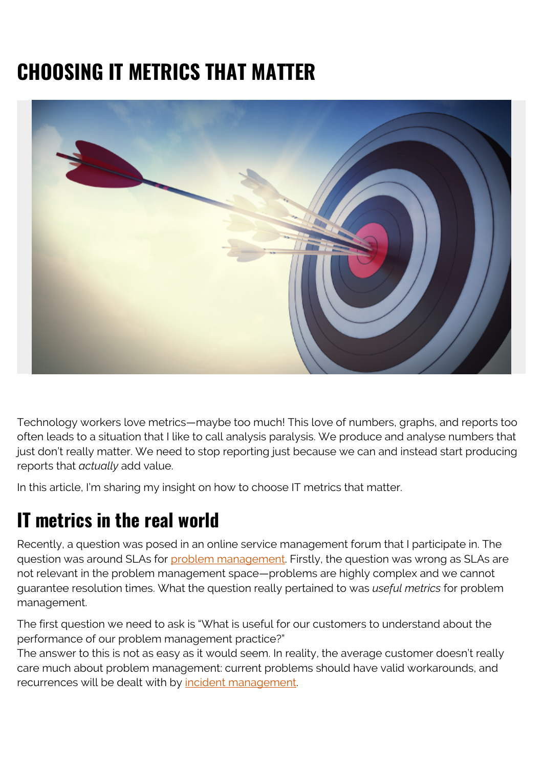# CHOOSING IT METRICS THAT MATTER

Technology workers love metrics—maybe too much! This love of numbers, graphs, and reports too often leads to a situation that I like to call analysis paralysis. We produce and analyse numbers that just don't really matter. We need to stop reporting just because we can and instead start producing reports that *actually* add value.

In this article, I'm sharing my insight on how to choose IT metrics that matter.

## IT metrics in the real world

Recently, a question was posed in an online service management forum that I participate in. The question was around SLAs for problem management. Firstly, the question was wrong as SLAs are not relevant in the problem management space—problems are highly complex and we cannot guarantee resolution times. What the question really pertained to was *useful metrics* for problem management.

The first question we need to ask is "What is useful for our customers to understand about the performance of our problem management practice?"
The answer to this is not as easy as it would seem. In reality, the average customer doesn't really care much about problem management: current problems should have valid workarounds, and recurrences will be dealt with by incident management.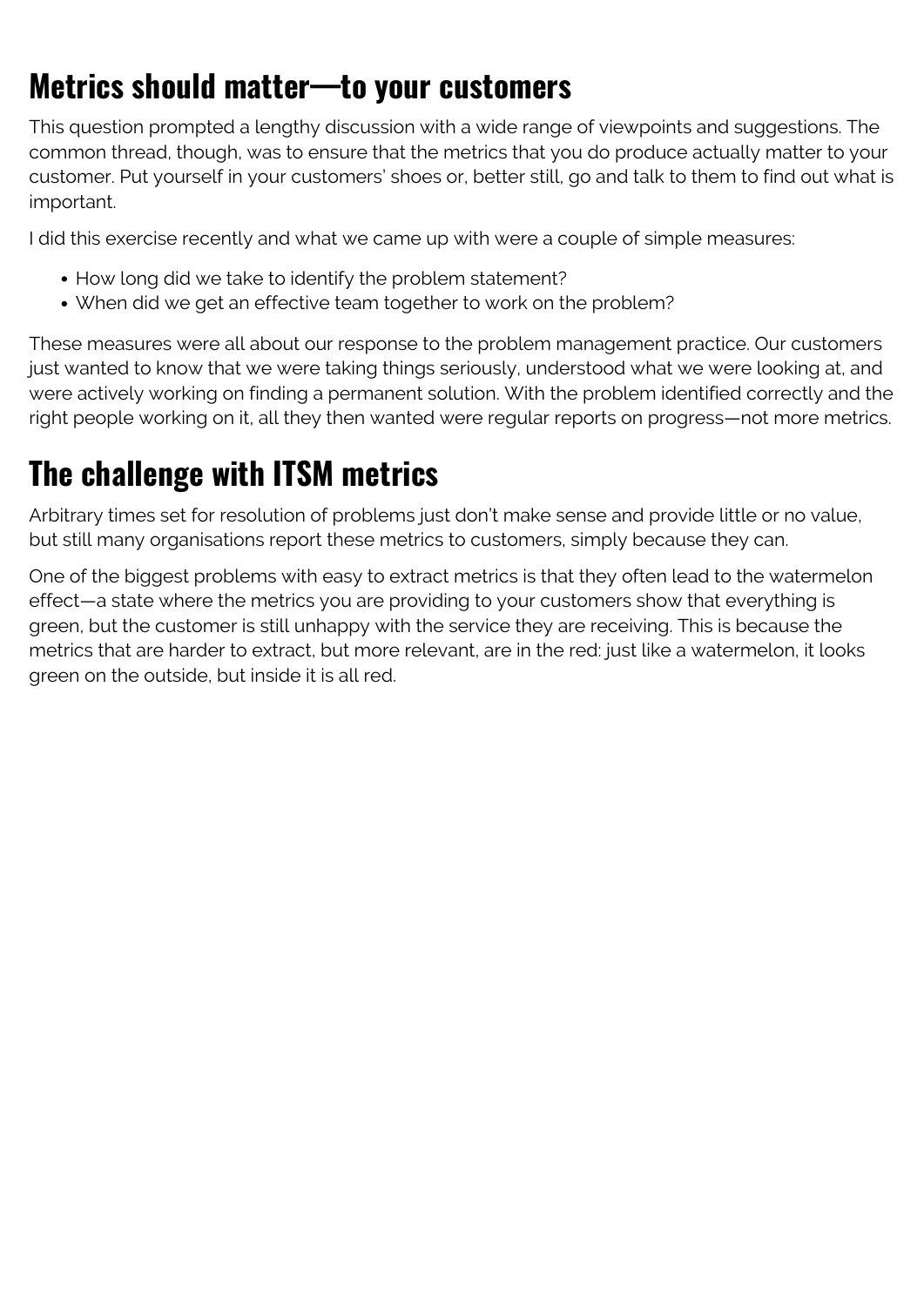## Metrics should matter—to your customers

This question prompted a lengthy discussion with a wide range of viewpoints and suggestions. The common thread, though, was to ensure that the metrics that you do produce actually matter to your customer. Put yourself in your customers' shoes or, better still, go and talk to them to find out what is important.

I did this exercise recently and what we came up with were a couple of simple measures:

- How long did we take to identify the problem statement?
- When did we get an effective team together to work on the problem?

These measures were all about our response to the problem management practice. Our customers just wanted to know that we were taking things seriously, understood what we were looking at, and were actively working on finding a permanent solution. With the problem identified correctly and the right people working on it, all they then wanted were regular reports on progress—not more metrics.

## The challenge with ITSM metrics

Arbitrary times set for resolution of problems just don't make sense and provide little or no value, but still many organisations report these metrics to customers, simply because they can.

One of the biggest problems with easy to extract metrics is that they often lead to the watermelon effect—a state where the metrics you are providing to your customers show that everything is green, but the customer is still unhappy with the service they are receiving. This is because the metrics that are harder to extract, but more relevant, are in the red: just like a watermelon, it looks green on the outside, but inside it is all red.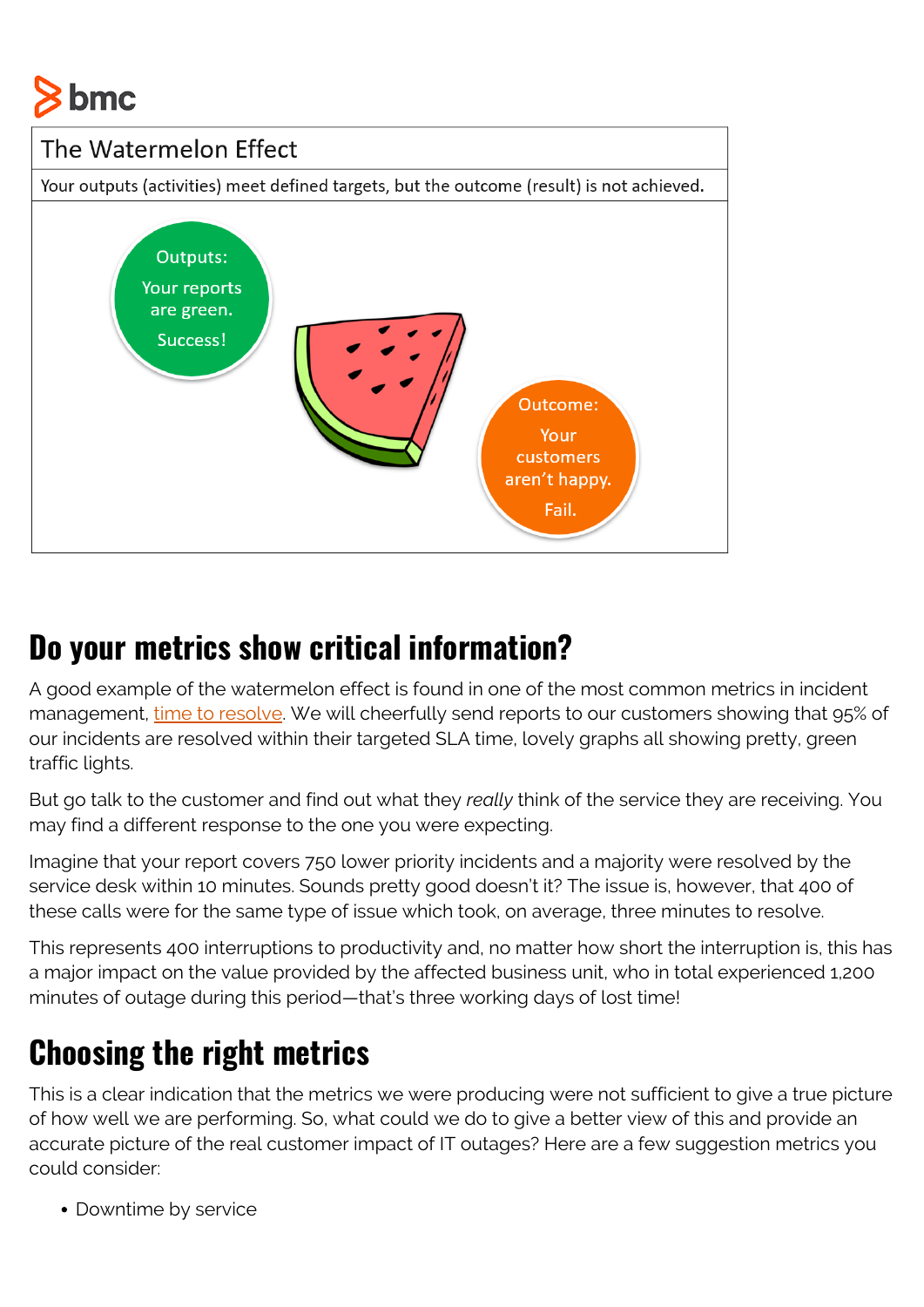The Watermelon Effect

Your outputs (activities) meet defined targets, but the outcome (result) is not achieved.

Outputs: Your reports are green. Success!

Outcome: Your customers aren't happy. Fail.

## Do your metrics show critical information?

A good example of the watermelon effect is found in one of the most common metrics in incident management, time to resolve. We will cheerfully send reports to our customers showing that 95% of our incidents are resolved within their targeted SLA time, lovely graphs all showing pretty, green traffic lights.

But go talk to the customer and find out what they *really* think of the service they are receiving. You may find a different response to the one you were expecting.

Imagine that your report covers 750 lower priority incidents and a majority were resolved by the service desk within 10 minutes. Sounds pretty good doesn't it? The issue is, however, that 400 of these calls were for the same type of issue which took, on average, three minutes to resolve.

This represents 400 interruptions to productivity and, no matter how short the interruption is, this has a major impact on the value provided by the affected business unit, who in total experienced 1,200 minutes of outage during this period—that's three working days of lost time!

## Choosing the right metrics

This is a clear indication that the metrics we were producing were not sufficient to give a true picture of how well we are performing. So, what could we do to give a better view of this and provide an accurate picture of the real customer impact of IT outages? Here are a few suggestion metrics you could consider:

- Downtime by service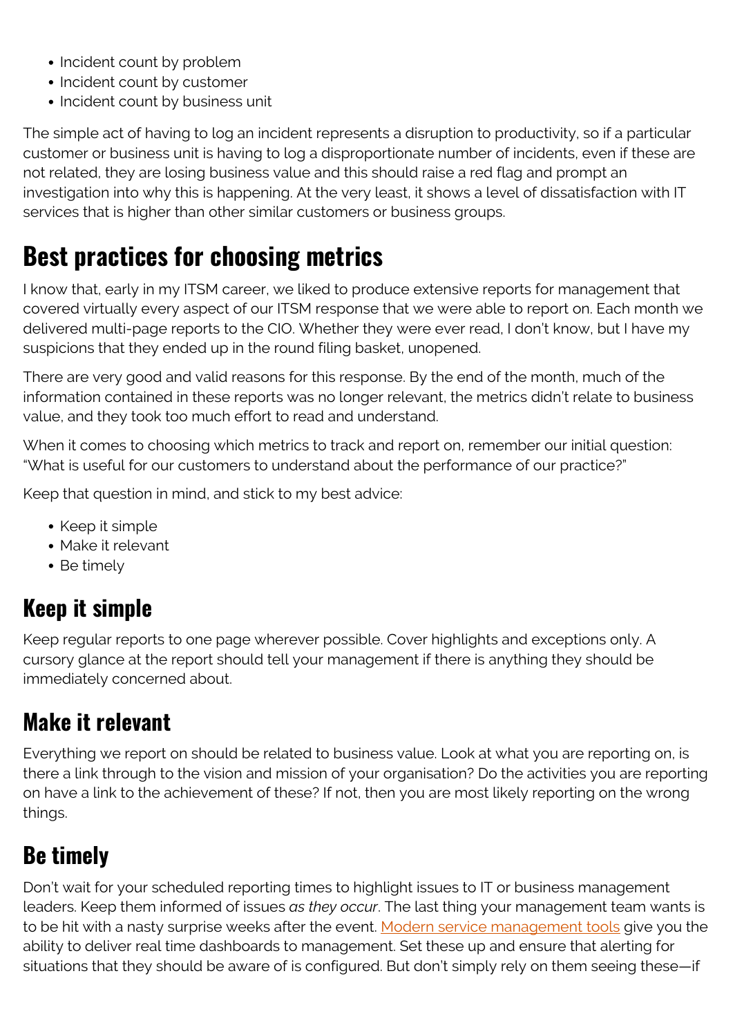- Incident count by problem
- Incident count by customer
- Incident count by business unit

The simple act of having to log an incident represents a disruption to productivity, so if a particular customer or business unit is having to log a disproportionate number of incidents, even if these are not related, they are losing business value and this should raise a red flag and prompt an investigation into why this is happening. At the very least, it shows a level of dissatisfaction with IT services that is higher than other similar customers or business groups.

## Best practices for choosing metrics

I know that, early in my ITSM career, we liked to produce extensive reports for management that covered virtually every aspect of our ITSM response that we were able to report on. Each month we delivered multi-page reports to the CIO. Whether they were ever read, I don't know, but I have my suspicions that they ended up in the round filing basket, unopened.

There are very good and valid reasons for this response. By the end of the month, much of the information contained in these reports was no longer relevant, the metrics didn't relate to business value, and they took too much effort to read and understand.

When it comes to choosing which metrics to track and report on, remember our initial question: "What is useful for our customers to understand about the performance of our practice?"

Keep that question in mind, and stick to my best advice:

- Keep it simple
- Make it relevant
- Be timely

### Keep it simple

Keep regular reports to one page wherever possible. Cover highlights and exceptions only. A cursory glance at the report should tell your management if there is anything they should be immediately concerned about.

### Make it relevant

Everything we report on should be related to business value. Look at what you are reporting on, is there a link through to the vision and mission of your organisation? Do the activities you are reporting on have a link to the achievement of these? If not, then you are most likely reporting on the wrong things.

### Be timely

Don't wait for your scheduled reporting times to highlight issues to IT or business management leaders. Keep them informed of issues *as they occur*. The last thing your management team wants is to be hit with a nasty surprise weeks after the event. Modern service management tools give you the ability to deliver real time dashboards to management. Set these up and ensure that alerting for situations that they should be aware of is configured. But don't simply rely on them seeing these—if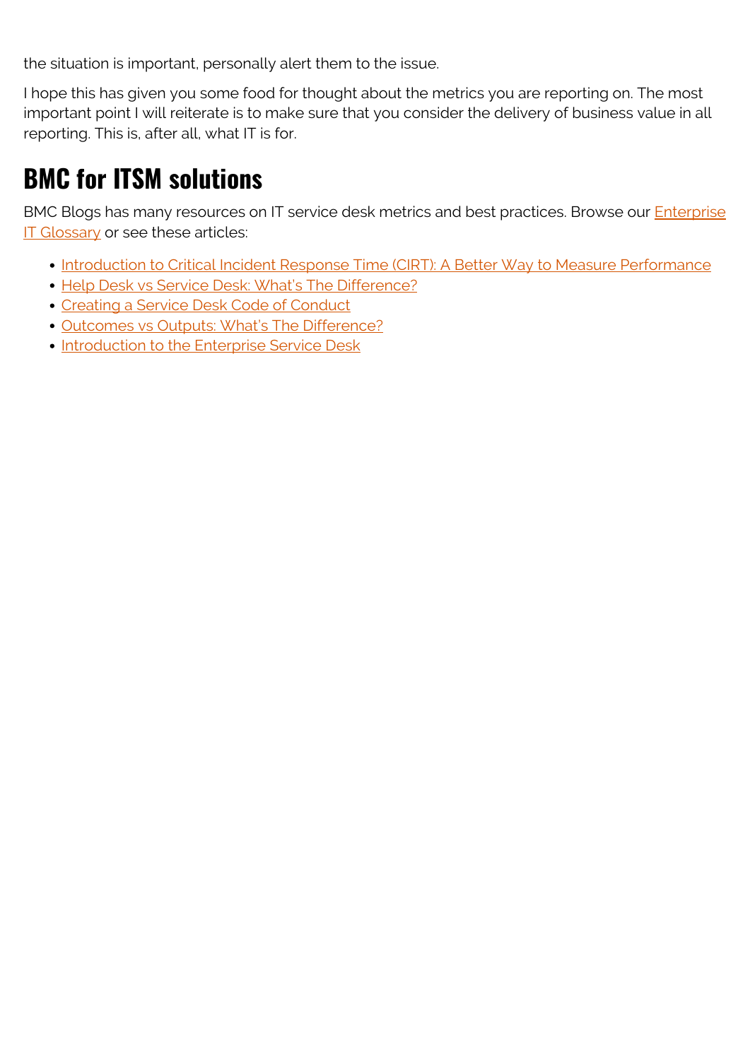the situation is important, personally alert them to the issue.

I hope this has given you some food for thought about the metrics you are reporting on. The most important point I will reiterate is to make sure that you consider the delivery of business value in all reporting. This is, after all, what IT is for.

## BMC for ITSM solutions

BMC Blogs has many resources on IT service desk metrics and best practices. Browse our Enterprise IT Glossary or see these articles:

- Introduction to Critical Incident Response Time (CIRT): A Better Way to Measure Performance
- Help Desk vs Service Desk: What's The Difference?
- Creating a Service Desk Code of Conduct
- Outcomes vs Outputs: What's The Difference?
- Introduction to the Enterprise Service Desk